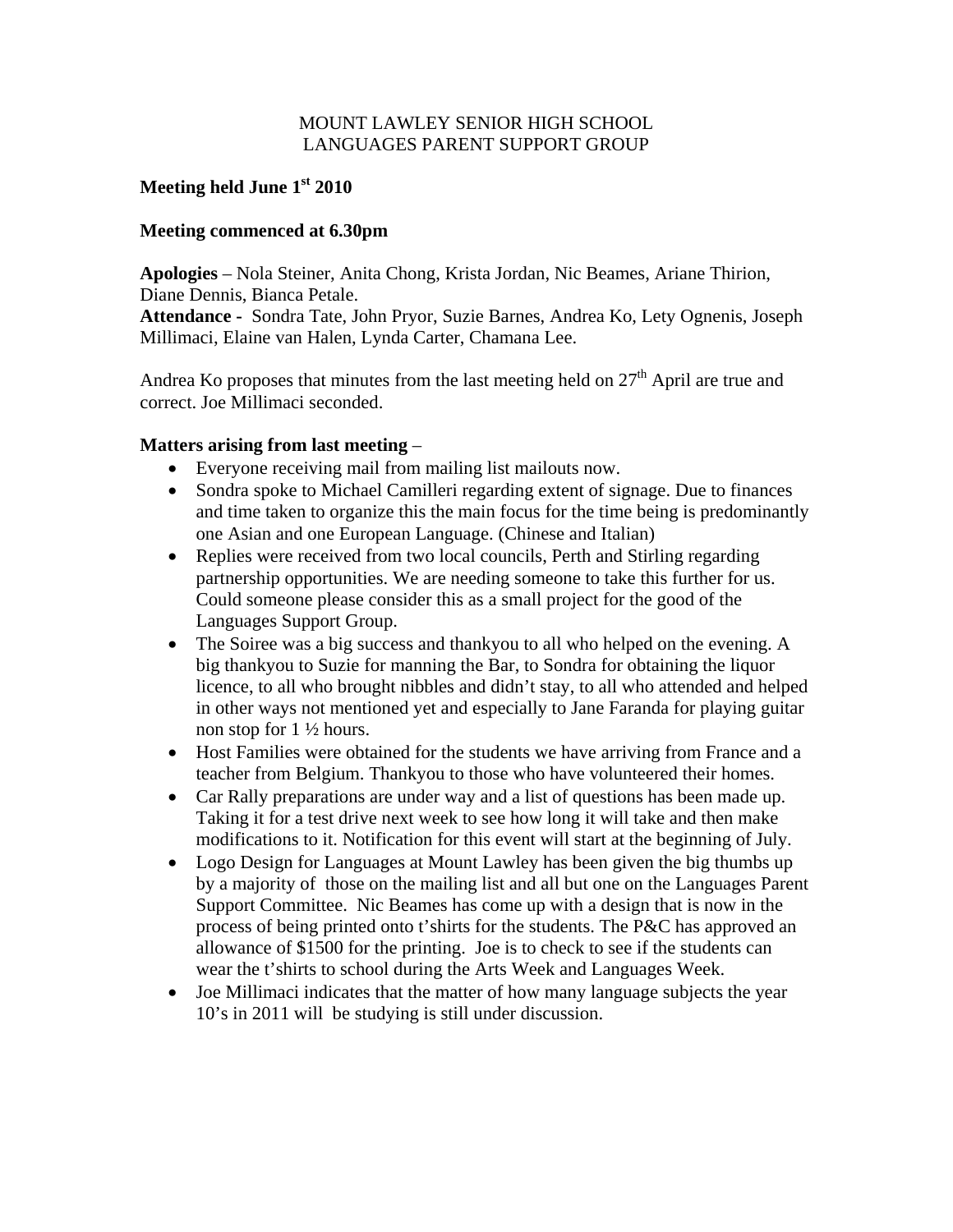MOUNT LAWLEY SENIOR HIGH SCHOOL
LANGUAGES PARENT SUPPORT GROUP

**Meeting held June 1st 2010**

**Meeting commenced at 6.30pm**

**Apologies** – Nola Steiner, Anita Chong, Krista Jordan, Nic Beames, Ariane Thirion, Diane Dennis, Bianca Petale.
**Attendance -** Sondra Tate, John Pryor, Suzie Barnes, Andrea Ko, Lety Ognenis, Joseph Millimaci, Elaine van Halen, Lynda Carter, Chamana Lee.

Andrea Ko proposes that minutes from the last meeting held on 27th April are true and correct. Joe Millimaci seconded.

**Matters arising from last meeting** –

- Everyone receiving mail from mailing list mailouts now.
- Sondra spoke to Michael Camilleri regarding extent of signage. Due to finances and time taken to organize this the main focus for the time being is predominantly one Asian and one European Language. (Chinese and Italian)
- Replies were received from two local councils, Perth and Stirling regarding partnership opportunities. We are needing someone to take this further for us. Could someone please consider this as a small project for the good of the Languages Support Group.
- The Soiree was a big success and thankyou to all who helped on the evening. A big thankyou to Suzie for manning the Bar, to Sondra for obtaining the liquor licence, to all who brought nibbles and didn't stay, to all who attended and helped in other ways not mentioned yet and especially to Jane Faranda for playing guitar non stop for 1 ½ hours.
- Host Families were obtained for the students we have arriving from France and a teacher from Belgium. Thankyou to those who have volunteered their homes.
- Car Rally preparations are under way and a list of questions has been made up. Taking it for a test drive next week to see how long it will take and then make modifications to it. Notification for this event will start at the beginning of July.
- Logo Design for Languages at Mount Lawley has been given the big thumbs up by a majority of those on the mailing list and all but one on the Languages Parent Support Committee. Nic Beames has come up with a design that is now in the process of being printed onto t'shirts for the students. The P&C has approved an allowance of $1500 for the printing. Joe is to check to see if the students can wear the t'shirts to school during the Arts Week and Languages Week.
- Joe Millimaci indicates that the matter of how many language subjects the year 10's in 2011 will be studying is still under discussion.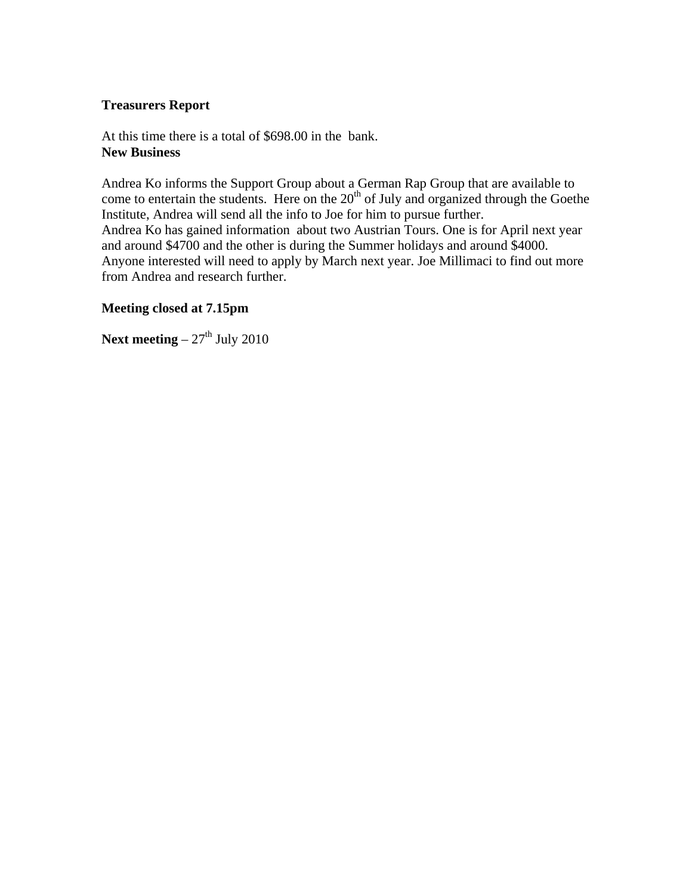**Treasurers Report**

At this time there is a total of $698.00 in the bank.

**New Business**

Andrea Ko informs the Support Group about a German Rap Group that are available to come to entertain the students. Here on the 20th of July and organized through the Goethe Institute, Andrea will send all the info to Joe for him to pursue further.
Andrea Ko has gained information about two Austrian Tours. One is for April next year and around $4700 and the other is during the Summer holidays and around $4000. Anyone interested will need to apply by March next year. Joe Millimaci to find out more from Andrea and research further.

**Meeting closed at 7.15pm**

**Next meeting** – 27th July 2010